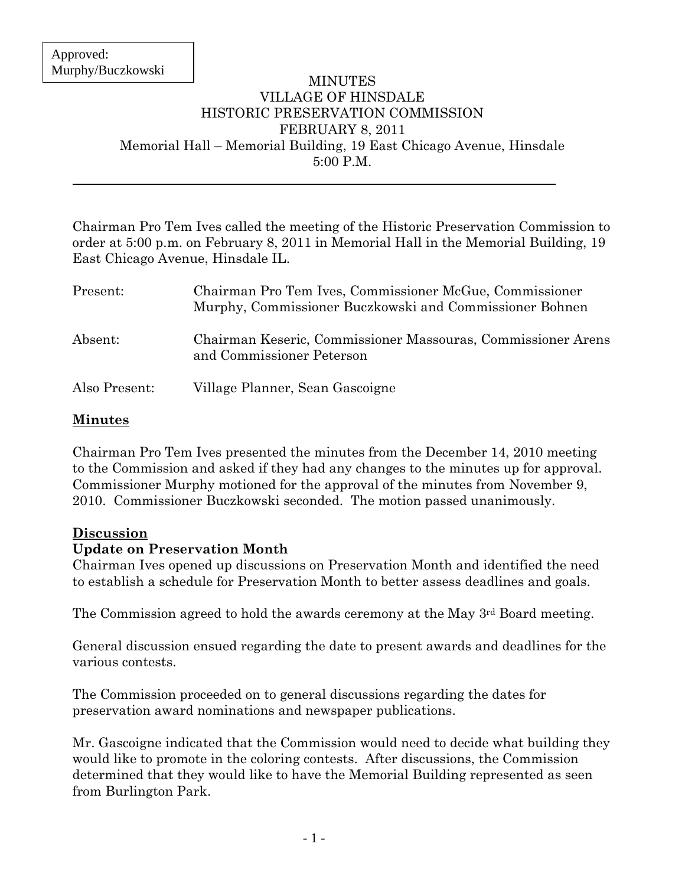Approved: Murphy/Buczkowski

# MINUTES
# VILLAGE OF HINSDALE
# HISTORIC PRESERVATION COMMISSION
# FEBRUARY 8, 2011

Memorial Hall – Memorial Building, 19 East Chicago Avenue, Hinsdale
5:00 P.M.

---

Chairman Pro Tem Ives called the meeting of the Historic Preservation Commission to order at 5:00 p.m. on February 8, 2011 in Memorial Hall in the Memorial Building, 19 East Chicago Avenue, Hinsdale IL.

| | |
|---|---|
| Present: | Chairman Pro Tem Ives, Commissioner McGue, Commissioner Murphy, Commissioner Buczkowski and Commissioner Bohnen |
| Absent: | Chairman Keseric, Commissioner Massouras, Commissioner Arens and Commissioner Peterson |
| Also Present: | Village Planner, Sean Gascoigne |

**Minutes**

Chairman Pro Tem Ives presented the minutes from the December 14, 2010 meeting to the Commission and asked if they had any changes to the minutes up for approval. Commissioner Murphy motioned for the approval of the minutes from November 9, 2010. Commissioner Buczkowski seconded. The motion passed unanimously.

**Discussion**

**Update on Preservation Month**

Chairman Ives opened up discussions on Preservation Month and identified the need to establish a schedule for Preservation Month to better assess deadlines and goals.

The Commission agreed to hold the awards ceremony at the May 3rd Board meeting.

General discussion ensued regarding the date to present awards and deadlines for the various contests.

The Commission proceeded on to general discussions regarding the dates for preservation award nominations and newspaper publications.

Mr. Gascoigne indicated that the Commission would need to decide what building they would like to promote in the coloring contests. After discussions, the Commission determined that they would like to have the Memorial Building represented as seen from Burlington Park.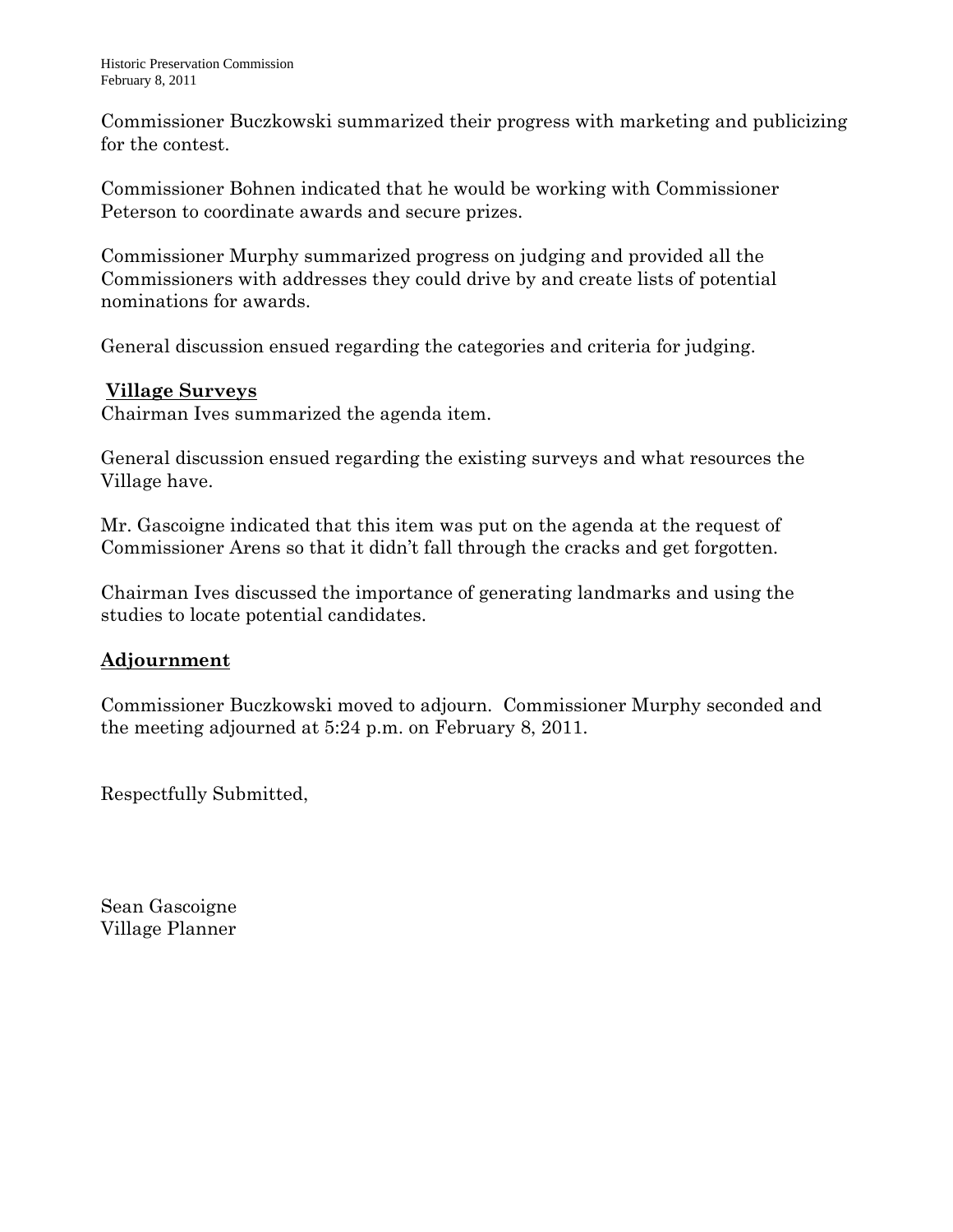Commissioner Buczkowski summarized their progress with marketing and publicizing for the contest.

Commissioner Bohnen indicated that he would be working with Commissioner Peterson to coordinate awards and secure prizes.

Commissioner Murphy summarized progress on judging and provided all the Commissioners with addresses they could drive by and create lists of potential nominations for awards.

General discussion ensued regarding the categories and criteria for judging.

## Village Surveys

Chairman Ives summarized the agenda item.

General discussion ensued regarding the existing surveys and what resources the Village have.

Mr. Gascoigne indicated that this item was put on the agenda at the request of Commissioner Arens so that it didn't fall through the cracks and get forgotten.

Chairman Ives discussed the importance of generating landmarks and using the studies to locate potential candidates.

## Adjournment

Commissioner Buczkowski moved to adjourn. Commissioner Murphy seconded and the meeting adjourned at 5:24 p.m. on February 8, 2011.

Respectfully Submitted,

Sean Gascoigne
Village Planner